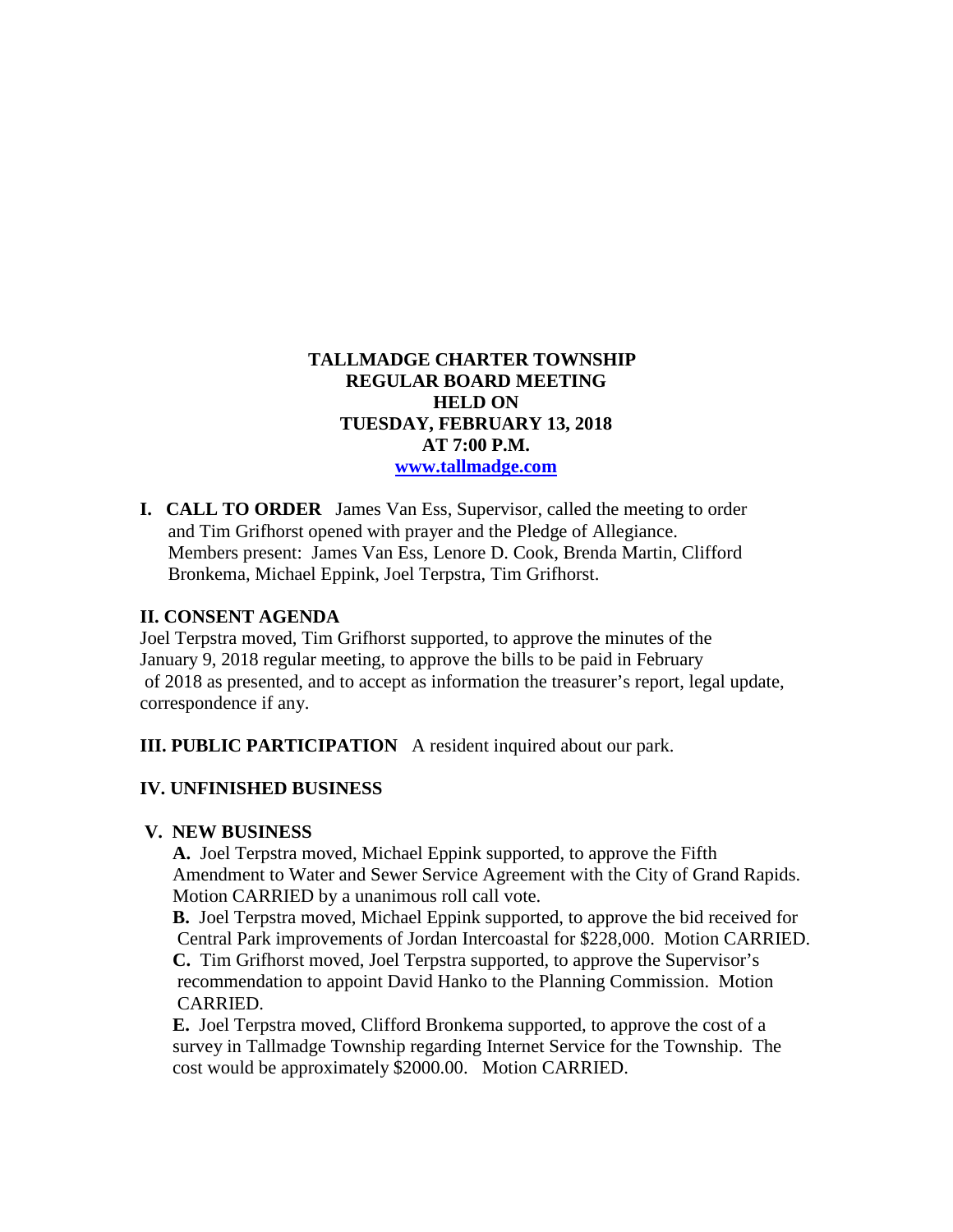# TALLMADGE CHARTER TOWNSHIP
## REGULAR BOARD MEETING
## HELD ON
## TUESDAY, FEBRUARY 13, 2018
## AT 7:00 P.M.
[www.tallmadge.com](http://www.tallmadge.com)

**I. CALL TO ORDER** James Van Ess, Supervisor, called the meeting to order and Tim Grifhorst opened with prayer and the Pledge of Allegiance. Members present: James Van Ess, Lenore D. Cook, Brenda Martin, Clifford Bronkema, Michael Eppink, Joel Terpstra, Tim Grifhorst.

**II. CONSENT AGENDA**

Joel Terpstra moved, Tim Grifhorst supported, to approve the minutes of the January 9, 2018 regular meeting, to approve the bills to be paid in February of 2018 as presented, and to accept as information the treasurer's report, legal update, correspondence if any.

**III. PUBLIC PARTICIPATION** A resident inquired about our park.

**IV. UNFINISHED BUSINESS**

**V. NEW BUSINESS**

**A.** Joel Terpstra moved, Michael Eppink supported, to approve the Fifth Amendment to Water and Sewer Service Agreement with the City of Grand Rapids. Motion CARRIED by a unanimous roll call vote.

**B.** Joel Terpstra moved, Michael Eppink supported, to approve the bid received for Central Park improvements of Jordan Intercoastal for $228,000. Motion CARRIED.

**C.** Tim Grifhorst moved, Joel Terpstra supported, to approve the Supervisor's recommendation to appoint David Hanko to the Planning Commission. Motion CARRIED.

**E.** Joel Terpstra moved, Clifford Bronkema supported, to approve the cost of a survey in Tallmadge Township regarding Internet Service for the Township. The cost would be approximately $2000.00. Motion CARRIED.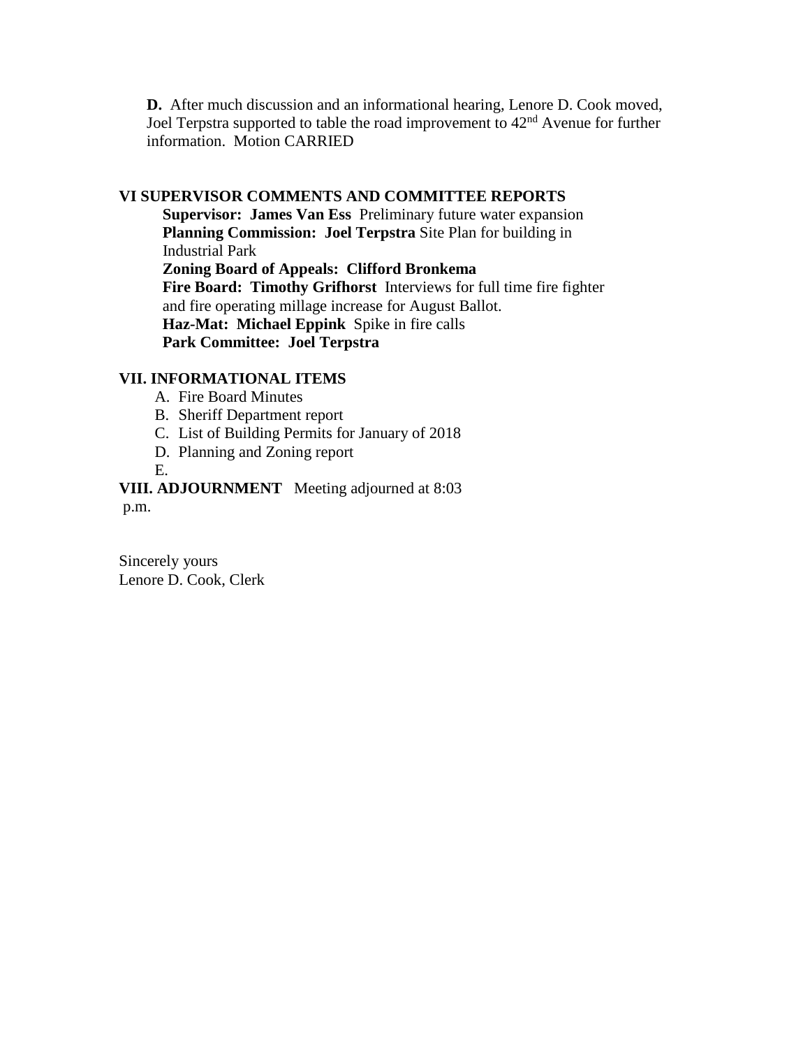**D.** After much discussion and an informational hearing, Lenore D. Cook moved, Joel Terpstra supported to table the road improvement to 42nd Avenue for further information. Motion CARRIED

**VI SUPERVISOR COMMENTS AND COMMITTEE REPORTS**

**Supervisor: James Van Ess** Preliminary future water expansion
**Planning Commission: Joel Terpstra** Site Plan for building in Industrial Park
**Zoning Board of Appeals: Clifford Bronkema**
**Fire Board: Timothy Grifhorst** Interviews for full time fire fighter and fire operating millage increase for August Ballot.
**Haz-Mat: Michael Eppink** Spike in fire calls
**Park Committee: Joel Terpstra**

**VII. INFORMATIONAL ITEMS**

A. Fire Board Minutes
B. Sheriff Department report
C. List of Building Permits for January of 2018
D. Planning and Zoning report
E.

**VIII. ADJOURNMENT** Meeting adjourned at 8:03 p.m.

Sincerely yours
Lenore D. Cook, Clerk